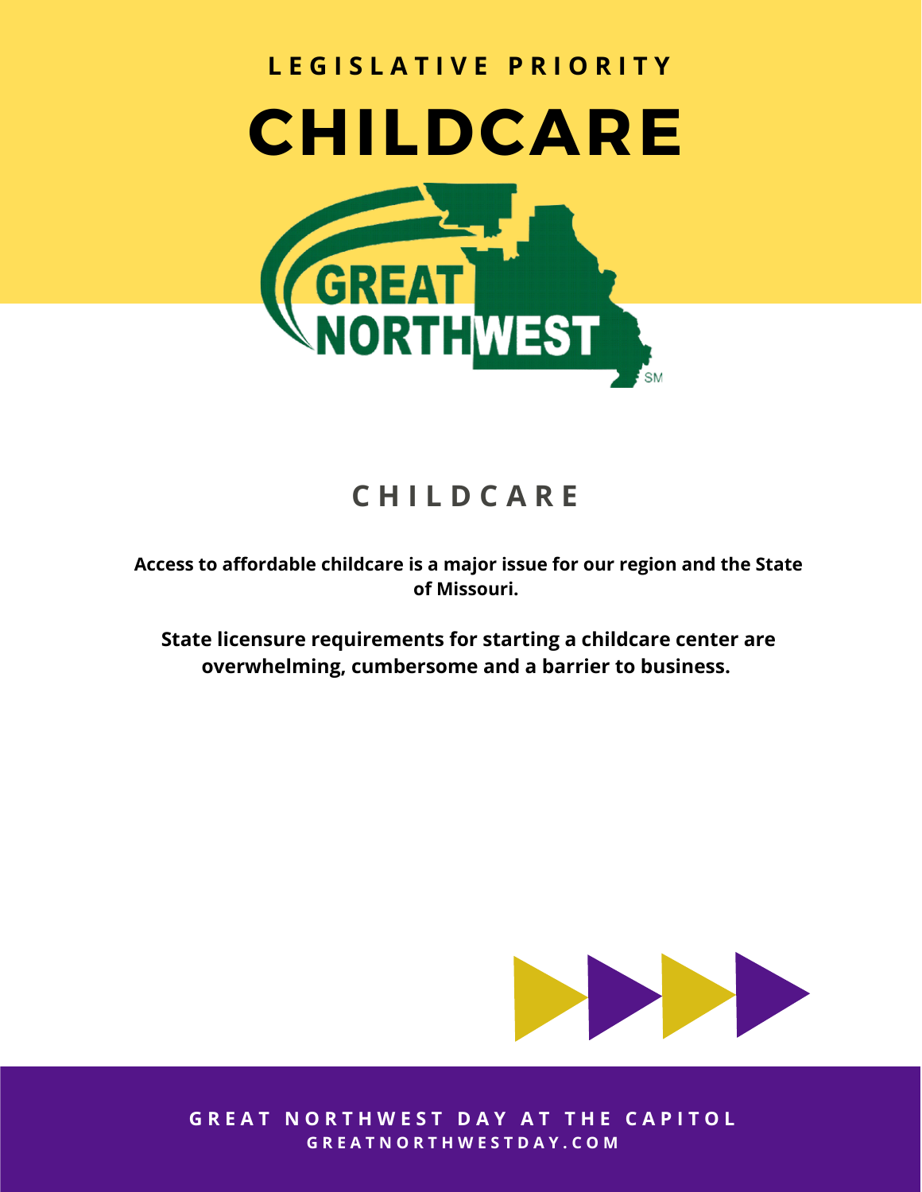LEGISLATIVE PRIORITY

# CHILDCARE

GREAT NORTHWEST

## CHILDCARE

**Access to affordable childcare is a major issue for our region and the State of Missouri.**

**State licensure requirements for starting a childcare center are overwhelming, cumbersome and a barrier to business.**

GREAT NORTHWEST DAY AT THE CAPITOL
GREATNORTHWESTDAY.COM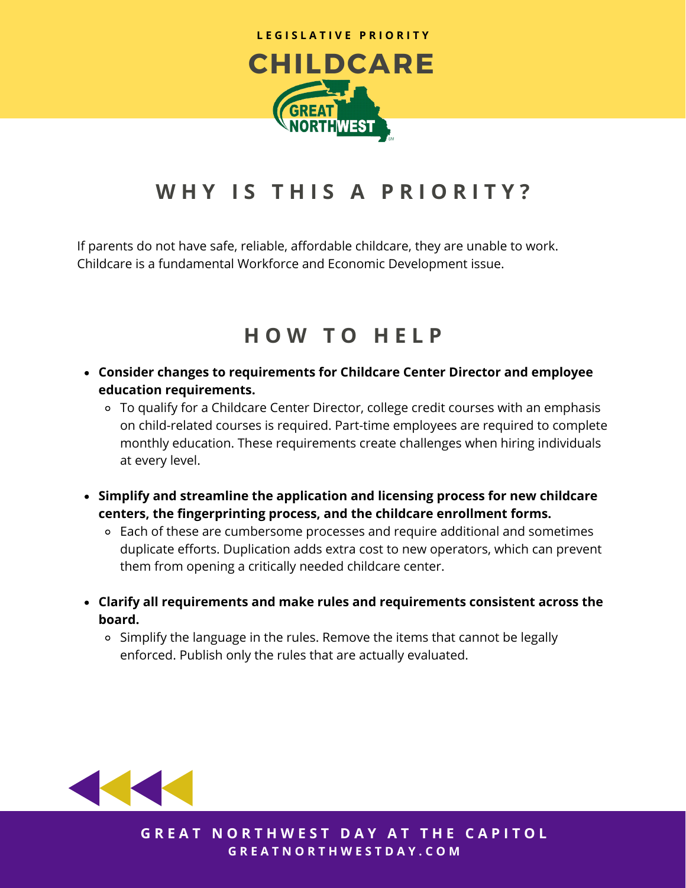LEGISLATIVE PRIORITY

# CHILDCARE

GREAT NORTHWEST

## WHY IS THIS A PRIORITY?

If parents do not have safe, reliable, affordable childcare, they are unable to work. Childcare is a fundamental Workforce and Economic Development issue.

## HOW TO HELP

- **Consider changes to requirements for Childcare Center Director and employee education requirements.**
  - To qualify for a Childcare Center Director, college credit courses with an emphasis on child-related courses is required. Part-time employees are required to complete monthly education. These requirements create challenges when hiring individuals at every level.
- **Simplify and streamline the application and licensing process for new childcare centers, the fingerprinting process, and the childcare enrollment forms.**
  - Each of these are cumbersome processes and require additional and sometimes duplicate efforts. Duplication adds extra cost to new operators, which can prevent them from opening a critically needed childcare center.
- **Clarify all requirements and make rules and requirements consistent across the board.**
  - Simplify the language in the rules. Remove the items that cannot be legally enforced. Publish only the rules that are actually evaluated.

GREAT NORTHWEST DAY AT THE CAPITOL
GREATNORTHWESTDAY.COM